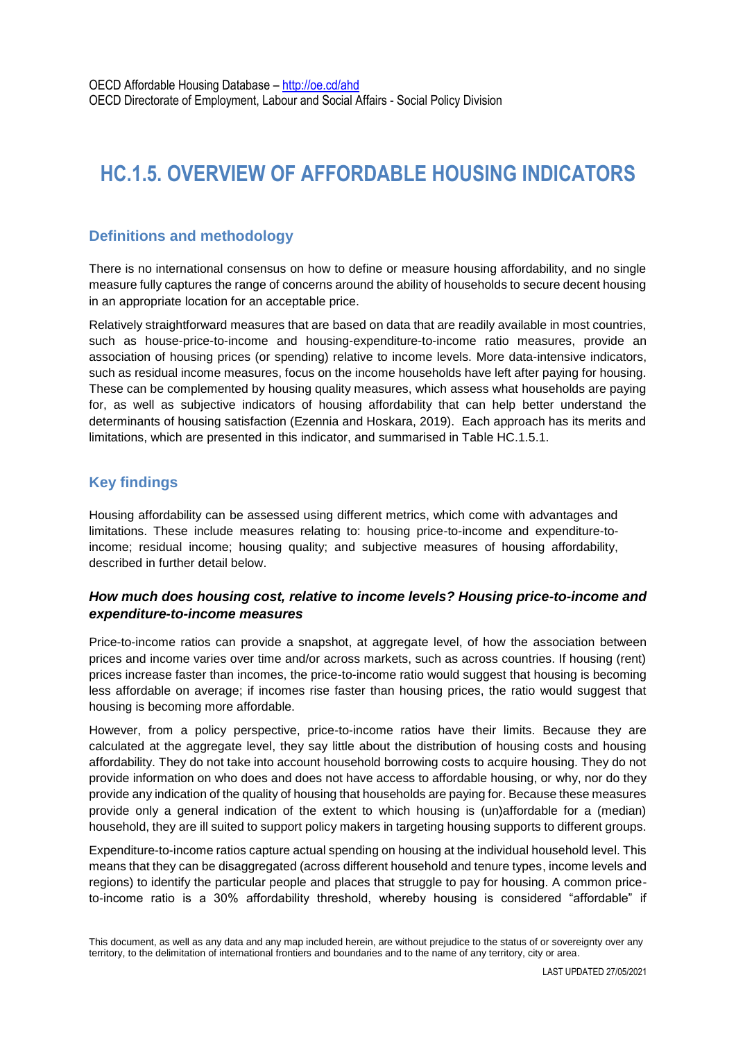OECD Affordable Housing Database – http://oe.cd/ahd
OECD Directorate of Employment, Labour and Social Affairs - Social Policy Division

# HC.1.5. OVERVIEW OF AFFORDABLE HOUSING INDICATORS

## Definitions and methodology

There is no international consensus on how to define or measure housing affordability, and no single measure fully captures the range of concerns around the ability of households to secure decent housing in an appropriate location for an acceptable price.

Relatively straightforward measures that are based on data that are readily available in most countries, such as house-price-to-income and housing-expenditure-to-income ratio measures, provide an association of housing prices (or spending) relative to income levels. More data-intensive indicators, such as residual income measures, focus on the income households have left after paying for housing. These can be complemented by housing quality measures, which assess what households are paying for, as well as subjective indicators of housing affordability that can help better understand the determinants of housing satisfaction (Ezennia and Hoskara, 2019). Each approach has its merits and limitations, which are presented in this indicator, and summarised in Table HC.1.5.1.

## Key findings

Housing affordability can be assessed using different metrics, which come with advantages and limitations. These include measures relating to: housing price-to-income and expenditure-to-income; residual income; housing quality; and subjective measures of housing affordability, described in further detail below.

### *How much does housing cost, relative to income levels? Housing price-to-income and expenditure-to-income measures*

Price-to-income ratios can provide a snapshot, at aggregate level, of how the association between prices and income varies over time and/or across markets, such as across countries. If housing (rent) prices increase faster than incomes, the price-to-income ratio would suggest that housing is becoming less affordable on average; if incomes rise faster than housing prices, the ratio would suggest that housing is becoming more affordable.

However, from a policy perspective, price-to-income ratios have their limits. Because they are calculated at the aggregate level, they say little about the distribution of housing costs and housing affordability. They do not take into account household borrowing costs to acquire housing. They do not provide information on who does and does not have access to affordable housing, or why, nor do they provide any indication of the quality of housing that households are paying for. Because these measures provide only a general indication of the extent to which housing is (un)affordable for a (median) household, they are ill suited to support policy makers in targeting housing supports to different groups.

Expenditure-to-income ratios capture actual spending on housing at the individual household level. This means that they can be disaggregated (across different household and tenure types, income levels and regions) to identify the particular people and places that struggle to pay for housing. A common price-to-income ratio is a 30% affordability threshold, whereby housing is considered "affordable" if

This document, as well as any data and any map included herein, are without prejudice to the status of or sovereignty over any territory, to the delimitation of international frontiers and boundaries and to the name of any territory, city or area.

LAST UPDATED 27/05/2021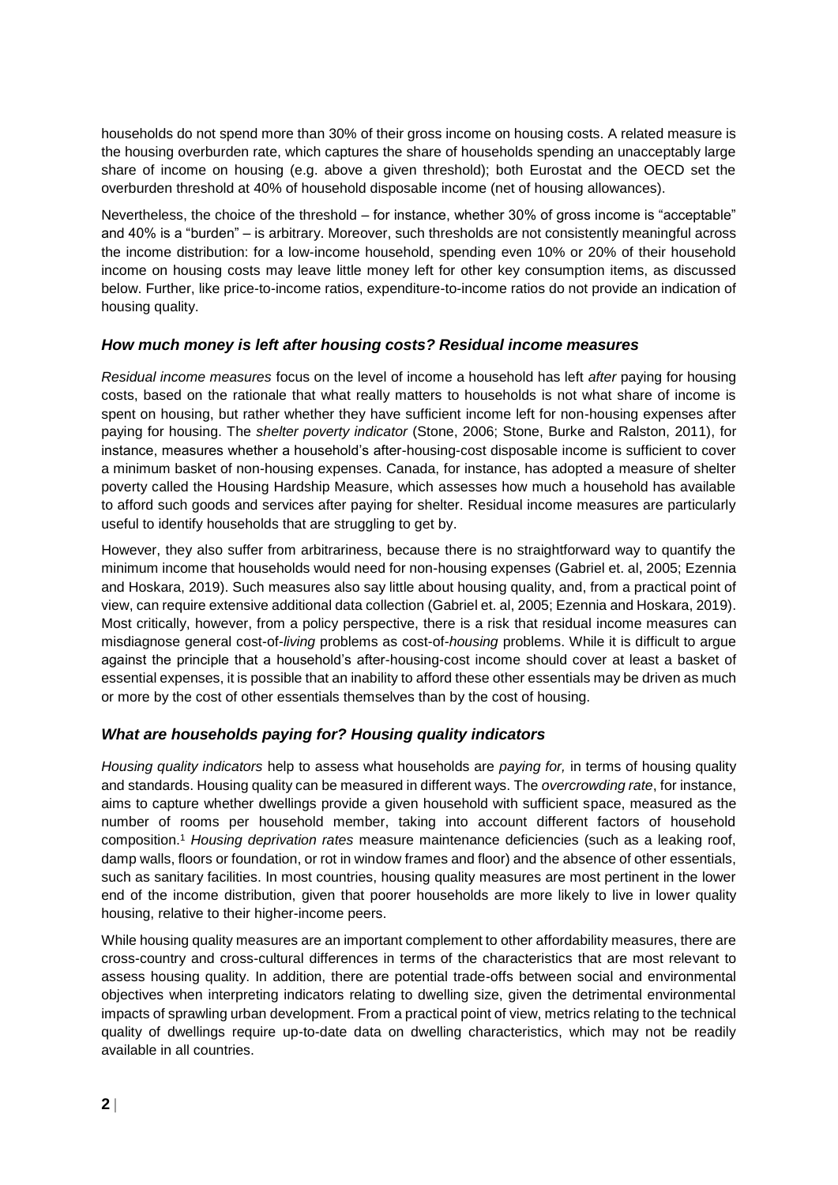households do not spend more than 30% of their gross income on housing costs. A related measure is the housing overburden rate, which captures the share of households spending an unacceptably large share of income on housing (e.g. above a given threshold); both Eurostat and the OECD set the overburden threshold at 40% of household disposable income (net of housing allowances).

Nevertheless, the choice of the threshold – for instance, whether 30% of gross income is "acceptable" and 40% is a "burden" – is arbitrary. Moreover, such thresholds are not consistently meaningful across the income distribution: for a low-income household, spending even 10% or 20% of their household income on housing costs may leave little money left for other key consumption items, as discussed below. Further, like price-to-income ratios, expenditure-to-income ratios do not provide an indication of housing quality.

### *How much money is left after housing costs? Residual income measures*

*Residual income measures* focus on the level of income a household has left *after* paying for housing costs, based on the rationale that what really matters to households is not what share of income is spent on housing, but rather whether they have sufficient income left for non-housing expenses after paying for housing. The *shelter poverty indicator* (Stone, 2006; Stone, Burke and Ralston, 2011), for instance, measures whether a household's after-housing-cost disposable income is sufficient to cover a minimum basket of non-housing expenses. Canada, for instance, has adopted a measure of shelter poverty called the Housing Hardship Measure, which assesses how much a household has available to afford such goods and services after paying for shelter. Residual income measures are particularly useful to identify households that are struggling to get by.

However, they also suffer from arbitrariness, because there is no straightforward way to quantify the minimum income that households would need for non-housing expenses (Gabriel et. al, 2005; Ezennia and Hoskara, 2019). Such measures also say little about housing quality, and, from a practical point of view, can require extensive additional data collection (Gabriel et. al, 2005; Ezennia and Hoskara, 2019). Most critically, however, from a policy perspective, there is a risk that residual income measures can misdiagnose general cost-of-*living* problems as cost-of-*housing* problems. While it is difficult to argue against the principle that a household's after-housing-cost income should cover at least a basket of essential expenses, it is possible that an inability to afford these other essentials may be driven as much or more by the cost of other essentials themselves than by the cost of housing.

### *What are households paying for? Housing quality indicators*

*Housing quality indicators* help to assess what households are *paying for,* in terms of housing quality and standards. Housing quality can be measured in different ways. The *overcrowding rate*, for instance, aims to capture whether dwellings provide a given household with sufficient space, measured as the number of rooms per household member, taking into account different factors of household composition.[1] *Housing deprivation rates* measure maintenance deficiencies (such as a leaking roof, damp walls, floors or foundation, or rot in window frames and floor) and the absence of other essentials, such as sanitary facilities. In most countries, housing quality measures are most pertinent in the lower end of the income distribution, given that poorer households are more likely to live in lower quality housing, relative to their higher-income peers.

While housing quality measures are an important complement to other affordability measures, there are cross-country and cross-cultural differences in terms of the characteristics that are most relevant to assess housing quality. In addition, there are potential trade-offs between social and environmental objectives when interpreting indicators relating to dwelling size, given the detrimental environmental impacts of sprawling urban development. From a practical point of view, metrics relating to the technical quality of dwellings require up-to-date data on dwelling characteristics, which may not be readily available in all countries.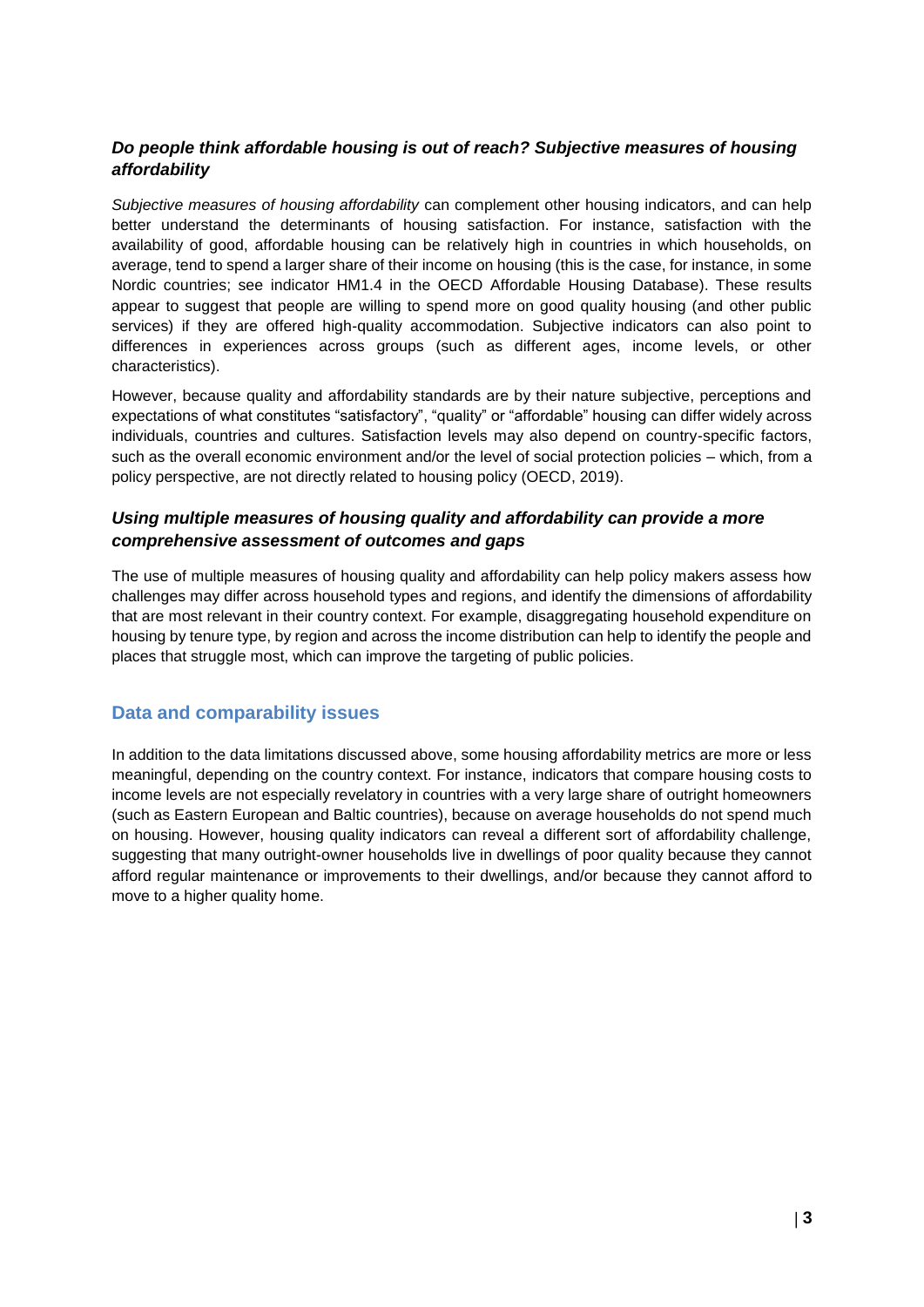### *Do people think affordable housing is out of reach? Subjective measures of housing affordability*

*Subjective measures of housing affordability* can complement other housing indicators, and can help better understand the determinants of housing satisfaction. For instance, satisfaction with the availability of good, affordable housing can be relatively high in countries in which households, on average, tend to spend a larger share of their income on housing (this is the case, for instance, in some Nordic countries; see indicator HM1.4 in the OECD Affordable Housing Database). These results appear to suggest that people are willing to spend more on good quality housing (and other public services) if they are offered high-quality accommodation. Subjective indicators can also point to differences in experiences across groups (such as different ages, income levels, or other characteristics).

However, because quality and affordability standards are by their nature subjective, perceptions and expectations of what constitutes "satisfactory", "quality" or "affordable" housing can differ widely across individuals, countries and cultures. Satisfaction levels may also depend on country-specific factors, such as the overall economic environment and/or the level of social protection policies – which, from a policy perspective, are not directly related to housing policy (OECD, 2019).

### *Using multiple measures of housing quality and affordability can provide a more comprehensive assessment of outcomes and gaps*

The use of multiple measures of housing quality and affordability can help policy makers assess how challenges may differ across household types and regions, and identify the dimensions of affordability that are most relevant in their country context. For example, disaggregating household expenditure on housing by tenure type, by region and across the income distribution can help to identify the people and places that struggle most, which can improve the targeting of public policies.

## Data and comparability issues

In addition to the data limitations discussed above, some housing affordability metrics are more or less meaningful, depending on the country context. For instance, indicators that compare housing costs to income levels are not especially revelatory in countries with a very large share of outright homeowners (such as Eastern European and Baltic countries), because on average households do not spend much on housing. However, housing quality indicators can reveal a different sort of affordability challenge, suggesting that many outright-owner households live in dwellings of poor quality because they cannot afford regular maintenance or improvements to their dwellings, and/or because they cannot afford to move to a higher quality home.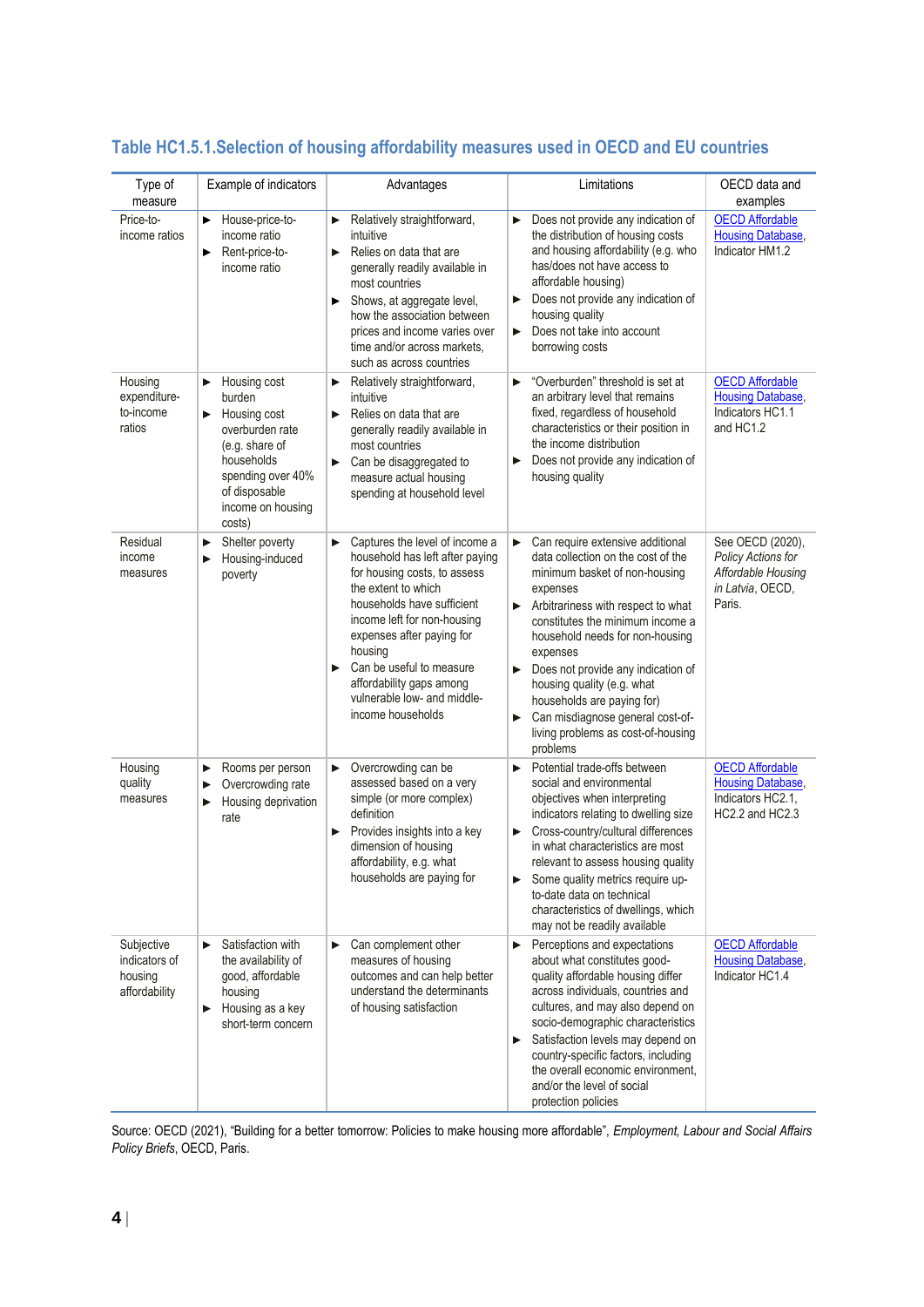### Table HC1.5.1.Selection of housing affordability measures used in OECD and EU countries

| Type of measure | Example of indicators | Advantages | Limitations | OECD data and examples |
|---|---|---|---|---|
| Price-to-income ratios | ▶ House-price-to-income ratio<br>▶ Rent-price-to-income ratio | ▶ Relatively straightforward, intuitive<br>▶ Relies on data that are generally readily available in most countries<br>▶ Shows, at aggregate level, how the association between prices and income varies over time and/or across markets, such as across countries | ▶ Does not provide any indication of the distribution of housing costs and housing affordability (e.g. who has/does not have access to affordable housing)<br>▶ Does not provide any indication of housing quality<br>▶ Does not take into account borrowing costs | OECD Affordable Housing Database, Indicator HM1.2 |
| Housing expenditure-to-income ratios | ▶ Housing cost burden<br>▶ Housing cost overburden rate (e.g. share of households spending over 40% of disposable income on housing costs) | ▶ Relatively straightforward, intuitive<br>▶ Relies on data that are generally readily available in most countries<br>▶ Can be disaggregated to measure actual housing spending at household level | ▶ "Overburden" threshold is set at an arbitrary level that remains fixed, regardless of household characteristics or their position in the income distribution<br>▶ Does not provide any indication of housing quality | OECD Affordable Housing Database, Indicators HC1.1 and HC1.2 |
| Residual income measures | ▶ Shelter poverty<br>▶ Housing-induced poverty | ▶ Captures the level of income a household has left after paying for housing costs, to assess the extent to which households have sufficient income left for non-housing expenses after paying for housing<br>▶ Can be useful to measure affordability gaps among vulnerable low- and middle-income households | ▶ Can require extensive additional data collection on the cost of the minimum basket of non-housing expenses<br>▶ Arbitrariness with respect to what constitutes the minimum income a household needs for non-housing expenses<br>▶ Does not provide any indication of housing quality (e.g. what households are paying for)<br>▶ Can misdiagnose general cost-of-living problems as cost-of-housing problems | See OECD (2020), *Policy Actions for Affordable Housing in Latvia*, OECD, Paris. |
| Housing quality measures | ▶ Rooms per person<br>▶ Overcrowding rate<br>▶ Housing deprivation rate | ▶ Overcrowding can be assessed based on a very simple (or more complex) definition<br>▶ Provides insights into a key dimension of housing affordability, e.g. what households are paying for | ▶ Potential trade-offs between social and environmental objectives when interpreting indicators relating to dwelling size<br>▶ Cross-country/cultural differences in what characteristics are most relevant to assess housing quality<br>▶ Some quality metrics require up-to-date data on technical characteristics of dwellings, which may not be readily available | OECD Affordable Housing Database, Indicators HC2.1, HC2.2 and HC2.3 |
| Subjective indicators of housing affordability | ▶ Satisfaction with the availability of good, affordable housing<br>▶ Housing as a key short-term concern | ▶ Can complement other measures of housing outcomes and can help better understand the determinants of housing satisfaction | ▶ Perceptions and expectations about what constitutes good-quality affordable housing differ across individuals, countries and cultures, and may also depend on socio-demographic characteristics<br>▶ Satisfaction levels may depend on country-specific factors, including the overall economic environment, and/or the level of social protection policies | OECD Affordable Housing Database, Indicator HC1.4 |

Source: OECD (2021), "Building for a better tomorrow: Policies to make housing more affordable", *Employment, Labour and Social Affairs Policy Briefs*, OECD, Paris.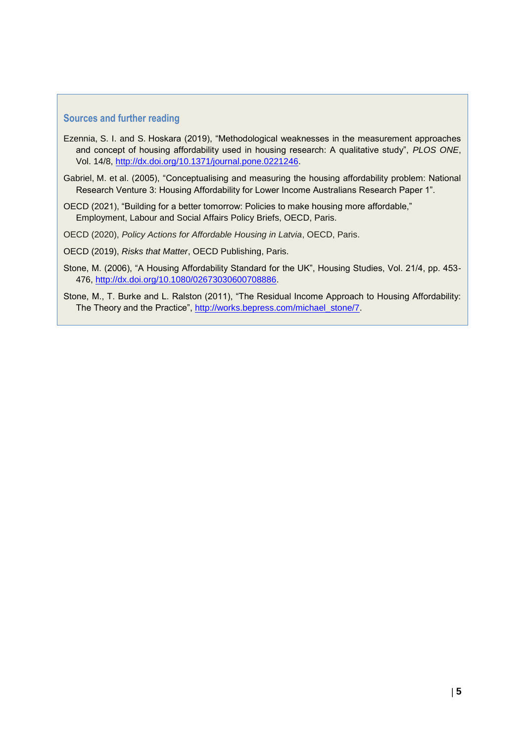### Sources and further reading

Ezennia, S. I. and S. Hoskara (2019), “Methodological weaknesses in the measurement approaches and concept of housing affordability used in housing research: A qualitative study”, *PLOS ONE*, Vol. 14/8, http://dx.doi.org/10.1371/journal.pone.0221246.

Gabriel, M. et al. (2005), “Conceptualising and measuring the housing affordability problem: National Research Venture 3: Housing Affordability for Lower Income Australians Research Paper 1”.

OECD (2021), “Building for a better tomorrow: Policies to make housing more affordable,” Employment, Labour and Social Affairs Policy Briefs, OECD, Paris.

OECD (2020), *Policy Actions for Affordable Housing in Latvia*, OECD, Paris.

OECD (2019), *Risks that Matter*, OECD Publishing, Paris.

Stone, M. (2006), “A Housing Affordability Standard for the UK”, Housing Studies, Vol. 21/4, pp. 453-476, http://dx.doi.org/10.1080/02673030600708886.

Stone, M., T. Burke and L. Ralston (2011), “The Residual Income Approach to Housing Affordability: The Theory and the Practice”, http://works.bepress.com/michael_stone/7.